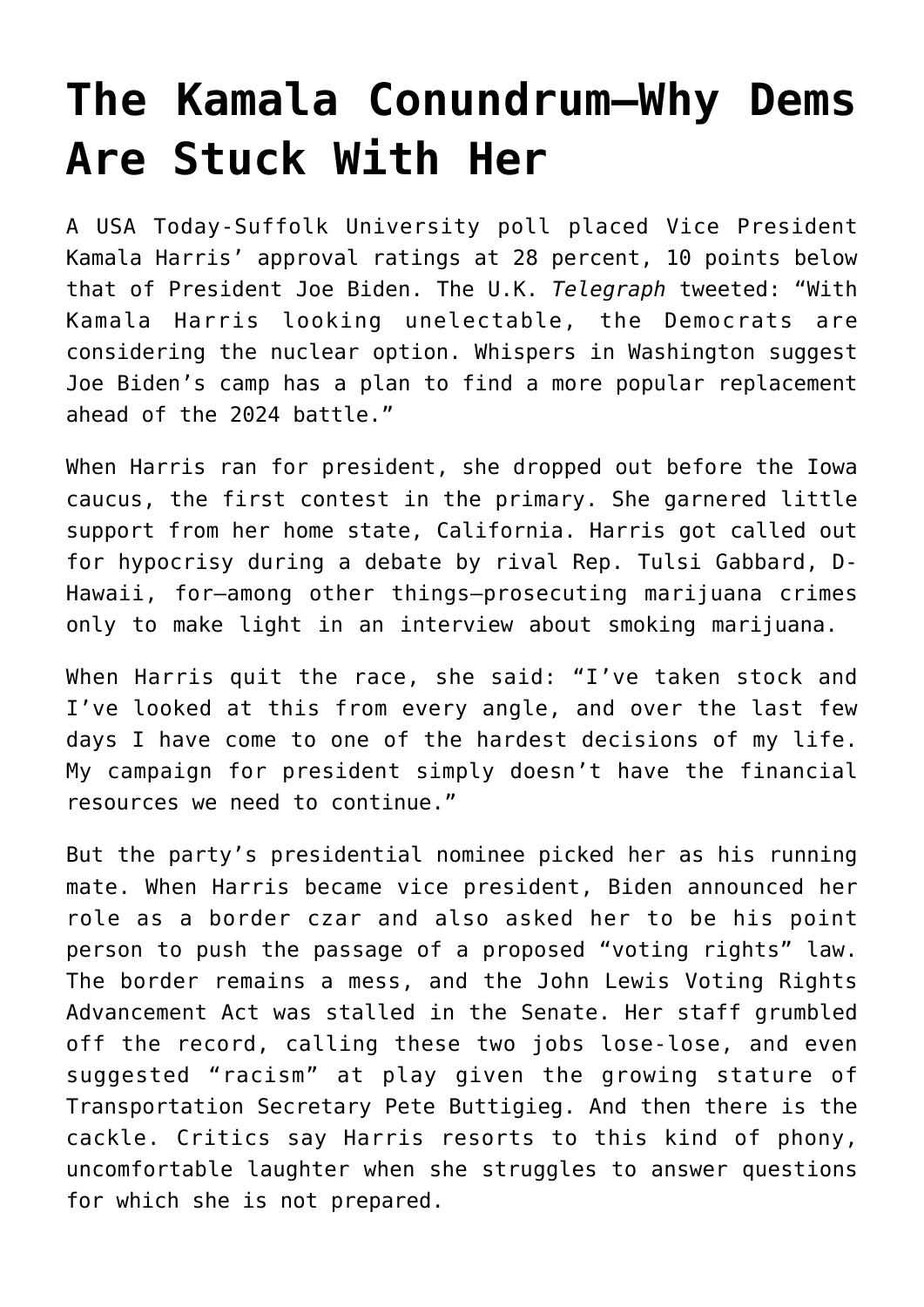# The Kamala Conundrum—Why Dems Are Stuck With Her

A USA Today-Suffolk University poll placed Vice President Kamala Harris' approval ratings at 28 percent, 10 points below that of President Joe Biden. The U.K. *Telegraph* tweeted: "With Kamala Harris looking unelectable, the Democrats are considering the nuclear option. Whispers in Washington suggest Joe Biden's camp has a plan to find a more popular replacement ahead of the 2024 battle."

When Harris ran for president, she dropped out before the Iowa caucus, the first contest in the primary. She garnered little support from her home state, California. Harris got called out for hypocrisy during a debate by rival Rep. Tulsi Gabbard, D-Hawaii, for—among other things—prosecuting marijuana crimes only to make light in an interview about smoking marijuana.

When Harris quit the race, she said: "I've taken stock and I've looked at this from every angle, and over the last few days I have come to one of the hardest decisions of my life. My campaign for president simply doesn't have the financial resources we need to continue."

But the party's presidential nominee picked her as his running mate. When Harris became vice president, Biden announced her role as a border czar and also asked her to be his point person to push the passage of a proposed "voting rights" law. The border remains a mess, and the John Lewis Voting Rights Advancement Act was stalled in the Senate. Her staff grumbled off the record, calling these two jobs lose-lose, and even suggested "racism" at play given the growing stature of Transportation Secretary Pete Buttigieg. And then there is the cackle. Critics say Harris resorts to this kind of phony, uncomfortable laughter when she struggles to answer questions for which she is not prepared.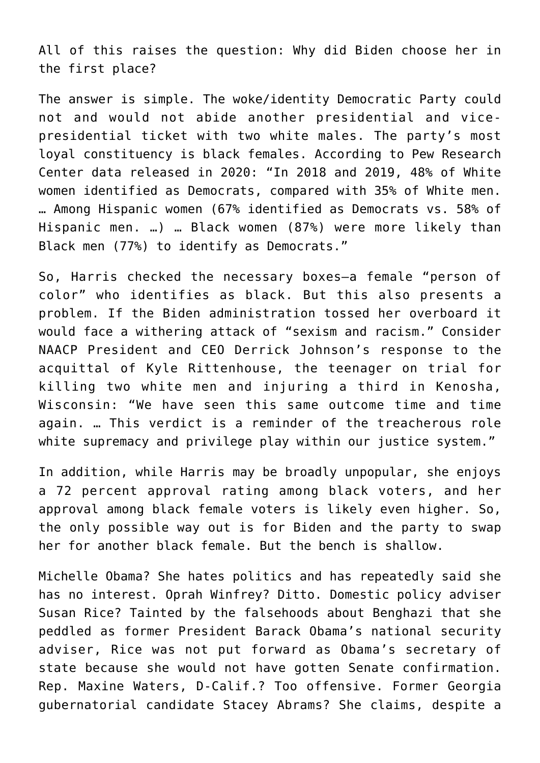All of this raises the question: Why did Biden choose her in the first place?

The answer is simple. The woke/identity Democratic Party could not and would not abide another presidential and vice-presidential ticket with two white males. The party's most loyal constituency is black females. According to Pew Research Center data released in 2020: "In 2018 and 2019, 48% of White women identified as Democrats, compared with 35% of White men. … Among Hispanic women (67% identified as Democrats vs. 58% of Hispanic men. …) … Black women (87%) were more likely than Black men (77%) to identify as Democrats."

So, Harris checked the necessary boxes—a female "person of color" who identifies as black. But this also presents a problem. If the Biden administration tossed her overboard it would face a withering attack of "sexism and racism." Consider NAACP President and CEO Derrick Johnson's response to the acquittal of Kyle Rittenhouse, the teenager on trial for killing two white men and injuring a third in Kenosha, Wisconsin: "We have seen this same outcome time and time again. … This verdict is a reminder of the treacherous role white supremacy and privilege play within our justice system."

In addition, while Harris may be broadly unpopular, she enjoys a 72 percent approval rating among black voters, and her approval among black female voters is likely even higher. So, the only possible way out is for Biden and the party to swap her for another black female. But the bench is shallow.

Michelle Obama? She hates politics and has repeatedly said she has no interest. Oprah Winfrey? Ditto. Domestic policy adviser Susan Rice? Tainted by the falsehoods about Benghazi that she peddled as former President Barack Obama's national security adviser, Rice was not put forward as Obama's secretary of state because she would not have gotten Senate confirmation. Rep. Maxine Waters, D-Calif.? Too offensive. Former Georgia gubernatorial candidate Stacey Abrams? She claims, despite a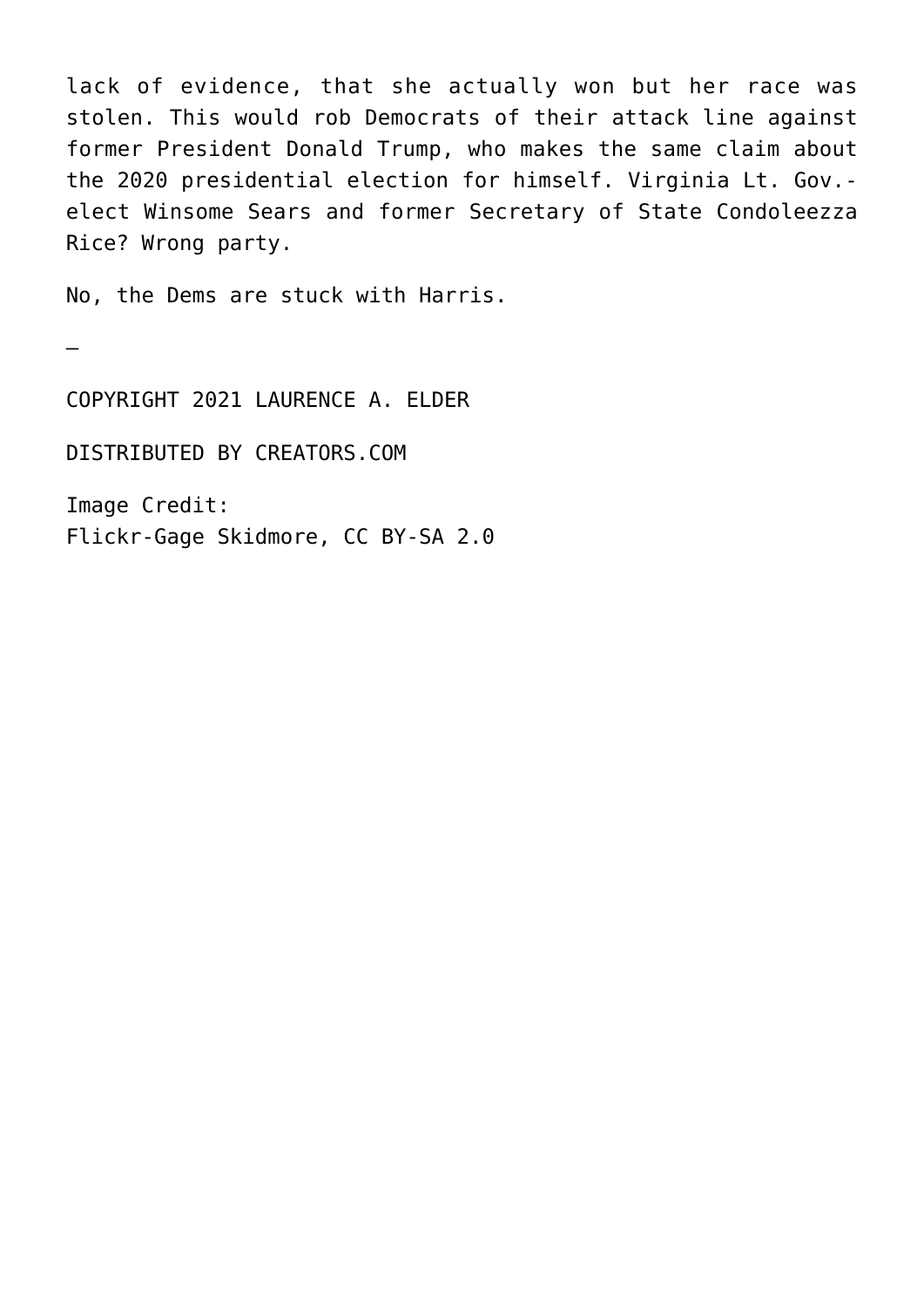lack of evidence, that she actually won but her race was stolen. This would rob Democrats of their attack line against former President Donald Trump, who makes the same claim about the 2020 presidential election for himself. Virginia Lt. Gov.-elect Winsome Sears and former Secretary of State Condoleezza Rice? Wrong party.

No, the Dems are stuck with Harris.

—

COPYRIGHT 2021 LAURENCE A. ELDER

DISTRIBUTED BY CREATORS.COM

Image Credit:
Flickr-Gage Skidmore, CC BY-SA 2.0